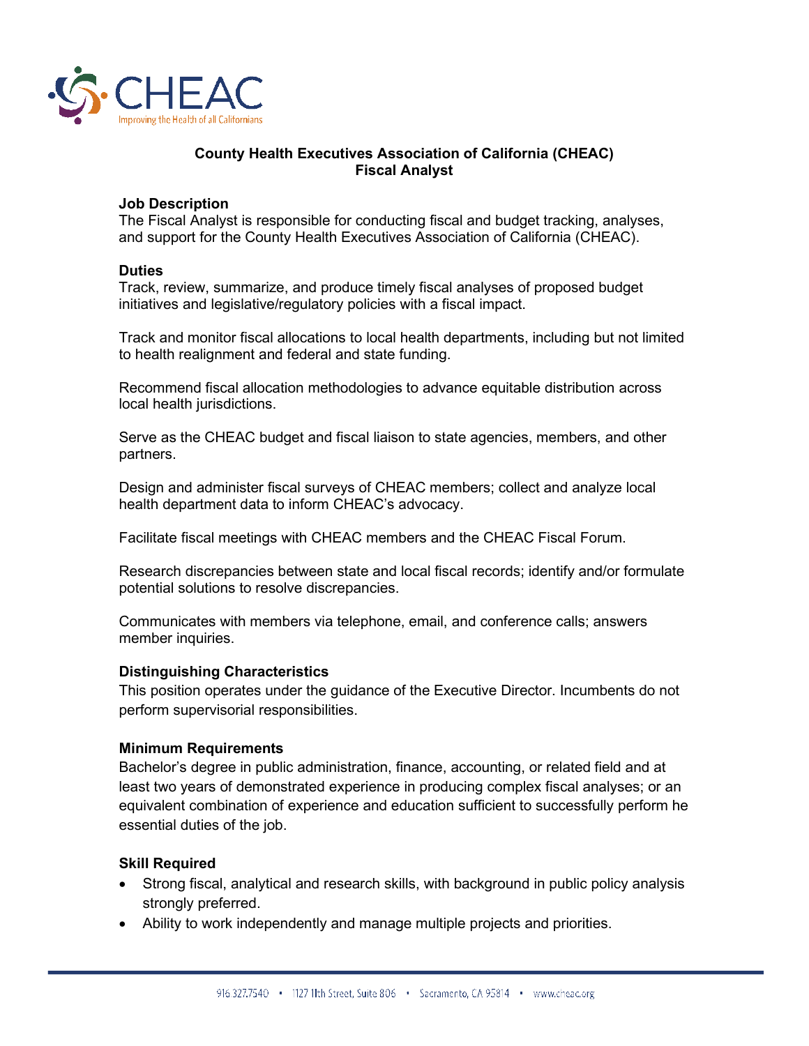# County Health Executives Association of California (CHEAC)
# Fiscal Analyst

## Job Description

The Fiscal Analyst is responsible for conducting fiscal and budget tracking, analyses, and support for the County Health Executives Association of California (CHEAC).

## Duties

Track, review, summarize, and produce timely fiscal analyses of proposed budget initiatives and legislative/regulatory policies with a fiscal impact.

Track and monitor fiscal allocations to local health departments, including but not limited to health realignment and federal and state funding.

Recommend fiscal allocation methodologies to advance equitable distribution across local health jurisdictions.

Serve as the CHEAC budget and fiscal liaison to state agencies, members, and other partners.

Design and administer fiscal surveys of CHEAC members; collect and analyze local health department data to inform CHEAC's advocacy.

Facilitate fiscal meetings with CHEAC members and the CHEAC Fiscal Forum.

Research discrepancies between state and local fiscal records; identify and/or formulate potential solutions to resolve discrepancies.

Communicates with members via telephone, email, and conference calls; answers member inquiries.

## Distinguishing Characteristics

This position operates under the guidance of the Executive Director. Incumbents do not perform supervisorial responsibilities.

## Minimum Requirements

Bachelor's degree in public administration, finance, accounting, or related field and at least two years of demonstrated experience in producing complex fiscal analyses; or an equivalent combination of experience and education sufficient to successfully perform he essential duties of the job.

## Skill Required

- Strong fiscal, analytical and research skills, with background in public policy analysis strongly preferred.
- Ability to work independently and manage multiple projects and priorities.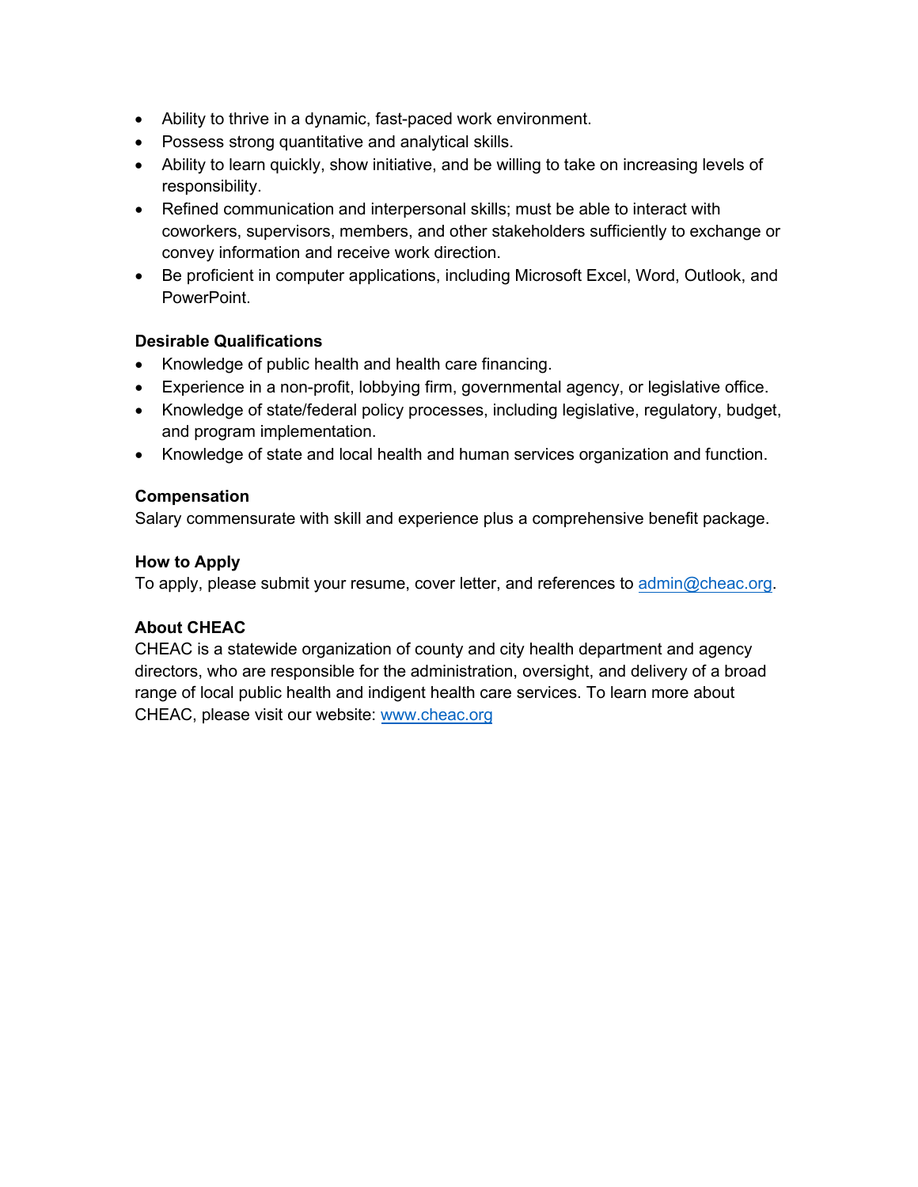- Ability to thrive in a dynamic, fast-paced work environment.
- Possess strong quantitative and analytical skills.
- Ability to learn quickly, show initiative, and be willing to take on increasing levels of responsibility.
- Refined communication and interpersonal skills; must be able to interact with coworkers, supervisors, members, and other stakeholders sufficiently to exchange or convey information and receive work direction.
- Be proficient in computer applications, including Microsoft Excel, Word, Outlook, and PowerPoint.

**Desirable Qualifications**

- Knowledge of public health and health care financing.
- Experience in a non-profit, lobbying firm, governmental agency, or legislative office.
- Knowledge of state/federal policy processes, including legislative, regulatory, budget, and program implementation.
- Knowledge of state and local health and human services organization and function.

**Compensation**

Salary commensurate with skill and experience plus a comprehensive benefit package.

**How to Apply**

To apply, please submit your resume, cover letter, and references to admin@cheac.org.

**About CHEAC**

CHEAC is a statewide organization of county and city health department and agency directors, who are responsible for the administration, oversight, and delivery of a broad range of local public health and indigent health care services. To learn more about CHEAC, please visit our website: www.cheac.org